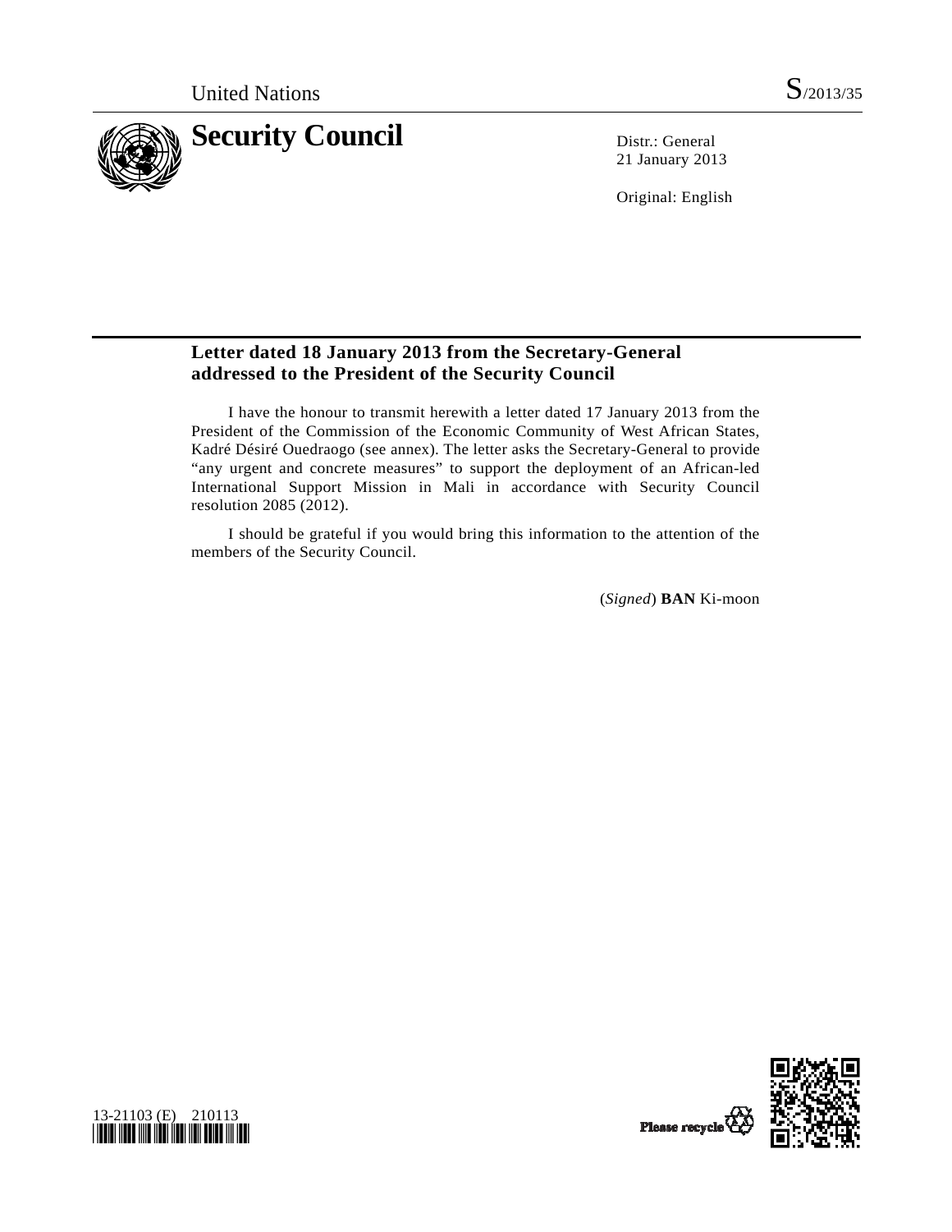United Nations S/2013/35

# Security Council

Distr.: General
21 January 2013

Original: English

## Letter dated 18 January 2013 from the Secretary-General addressed to the President of the Security Council

I have the honour to transmit herewith a letter dated 17 January 2013 from the President of the Commission of the Economic Community of West African States, Kadré Désiré Ouedraogo (see annex). The letter asks the Secretary-General to provide "any urgent and concrete measures" to support the deployment of an African-led International Support Mission in Mali in accordance with Security Council resolution 2085 (2012).

I should be grateful if you would bring this information to the attention of the members of the Security Council.

(*Signed*) **BAN** Ki-moon

13-21103 (E) 210113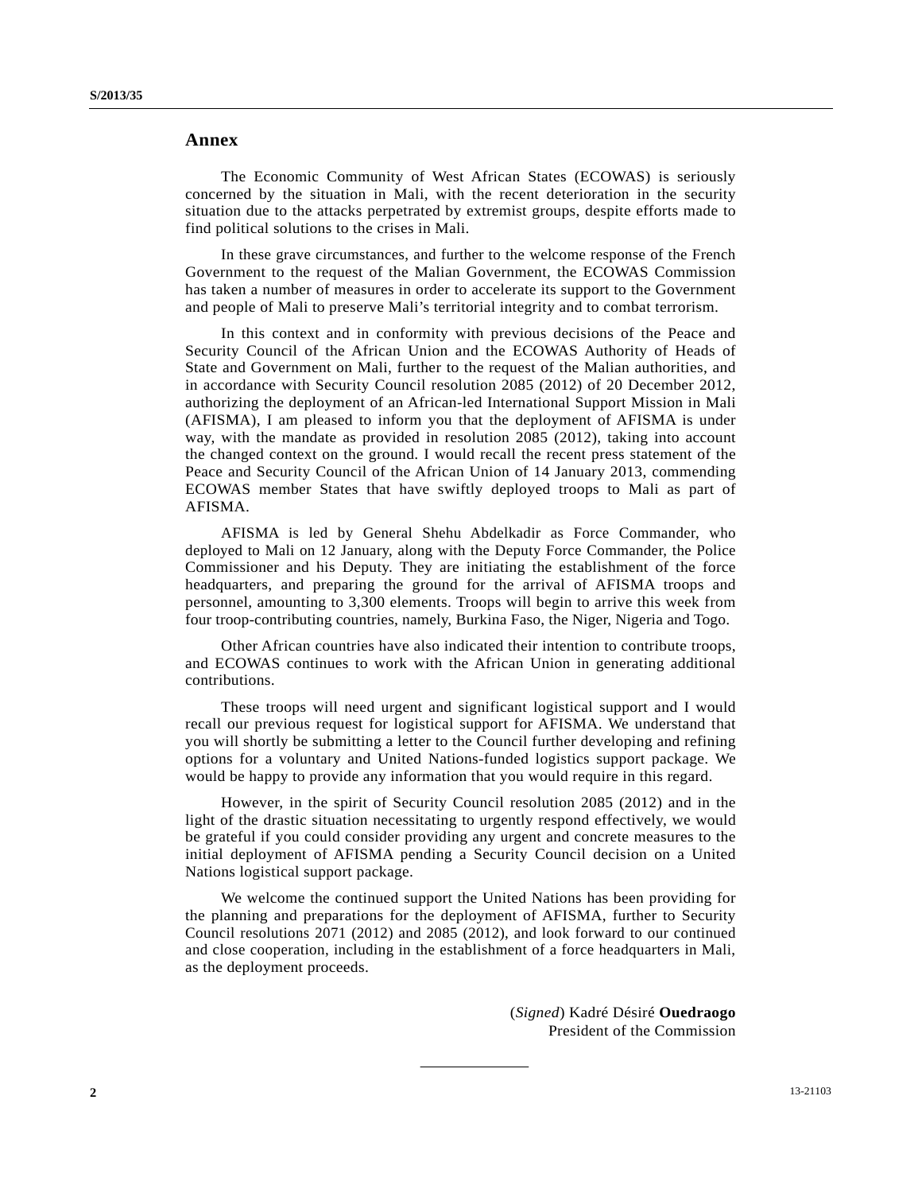## Annex

The Economic Community of West African States (ECOWAS) is seriously concerned by the situation in Mali, with the recent deterioration in the security situation due to the attacks perpetrated by extremist groups, despite efforts made to find political solutions to the crises in Mali.

In these grave circumstances, and further to the welcome response of the French Government to the request of the Malian Government, the ECOWAS Commission has taken a number of measures in order to accelerate its support to the Government and people of Mali to preserve Mali's territorial integrity and to combat terrorism.

In this context and in conformity with previous decisions of the Peace and Security Council of the African Union and the ECOWAS Authority of Heads of State and Government on Mali, further to the request of the Malian authorities, and in accordance with Security Council resolution 2085 (2012) of 20 December 2012, authorizing the deployment of an African-led International Support Mission in Mali (AFISMA), I am pleased to inform you that the deployment of AFISMA is under way, with the mandate as provided in resolution 2085 (2012), taking into account the changed context on the ground. I would recall the recent press statement of the Peace and Security Council of the African Union of 14 January 2013, commending ECOWAS member States that have swiftly deployed troops to Mali as part of AFISMA.

AFISMA is led by General Shehu Abdelkadir as Force Commander, who deployed to Mali on 12 January, along with the Deputy Force Commander, the Police Commissioner and his Deputy. They are initiating the establishment of the force headquarters, and preparing the ground for the arrival of AFISMA troops and personnel, amounting to 3,300 elements. Troops will begin to arrive this week from four troop-contributing countries, namely, Burkina Faso, the Niger, Nigeria and Togo.

Other African countries have also indicated their intention to contribute troops, and ECOWAS continues to work with the African Union in generating additional contributions.

These troops will need urgent and significant logistical support and I would recall our previous request for logistical support for AFISMA. We understand that you will shortly be submitting a letter to the Council further developing and refining options for a voluntary and United Nations-funded logistics support package. We would be happy to provide any information that you would require in this regard.

However, in the spirit of Security Council resolution 2085 (2012) and in the light of the drastic situation necessitating to urgently respond effectively, we would be grateful if you could consider providing any urgent and concrete measures to the initial deployment of AFISMA pending a Security Council decision on a United Nations logistical support package.

We welcome the continued support the United Nations has been providing for the planning and preparations for the deployment of AFISMA, further to Security Council resolutions 2071 (2012) and 2085 (2012), and look forward to our continued and close cooperation, including in the establishment of a force headquarters in Mali, as the deployment proceeds.

(*Signed*) Kadré Désiré **Ouedraogo**
President of the Commission